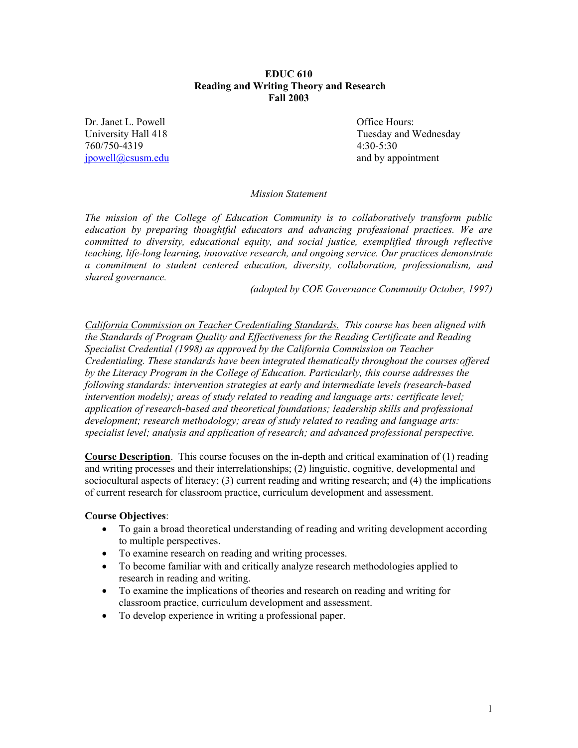# EDUC 610
## Reading and Writing Theory and Research
### Fall 2003

Dr. Janet L. Powell
University Hall 418
760/750-4319
jpowell@csusm.edu

Office Hours:
Tuesday and Wednesday
4:30-5:30
and by appointment

*Mission Statement*

*The mission of the College of Education Community is to collaboratively transform public education by preparing thoughtful educators and advancing professional practices. We are committed to diversity, educational equity, and social justice, exemplified through reflective teaching, life-long learning, innovative research, and ongoing service. Our practices demonstrate a commitment to student centered education, diversity, collaboration, professionalism, and shared governance.*

*(adopted by COE Governance Community October, 1997)*

*California Commission on Teacher Credentialing Standards. This course has been aligned with the Standards of Program Quality and Effectiveness for the Reading Certificate and Reading Specialist Credential (1998) as approved by the California Commission on Teacher Credentialing. These standards have been integrated thematically throughout the courses offered by the Literacy Program in the College of Education. Particularly, this course addresses the following standards: intervention strategies at early and intermediate levels (research-based intervention models); areas of study related to reading and language arts: certificate level; application of research-based and theoretical foundations; leadership skills and professional development; research methodology; areas of study related to reading and language arts: specialist level; analysis and application of research; and advanced professional perspective.*

**Course Description**. This course focuses on the in-depth and critical examination of (1) reading and writing processes and their interrelationships; (2) linguistic, cognitive, developmental and sociocultural aspects of literacy; (3) current reading and writing research; and (4) the implications of current research for classroom practice, curriculum development and assessment.

**Course Objectives**:

- To gain a broad theoretical understanding of reading and writing development according to multiple perspectives.
- To examine research on reading and writing processes.
- To become familiar with and critically analyze research methodologies applied to research in reading and writing.
- To examine the implications of theories and research on reading and writing for classroom practice, curriculum development and assessment.
- To develop experience in writing a professional paper.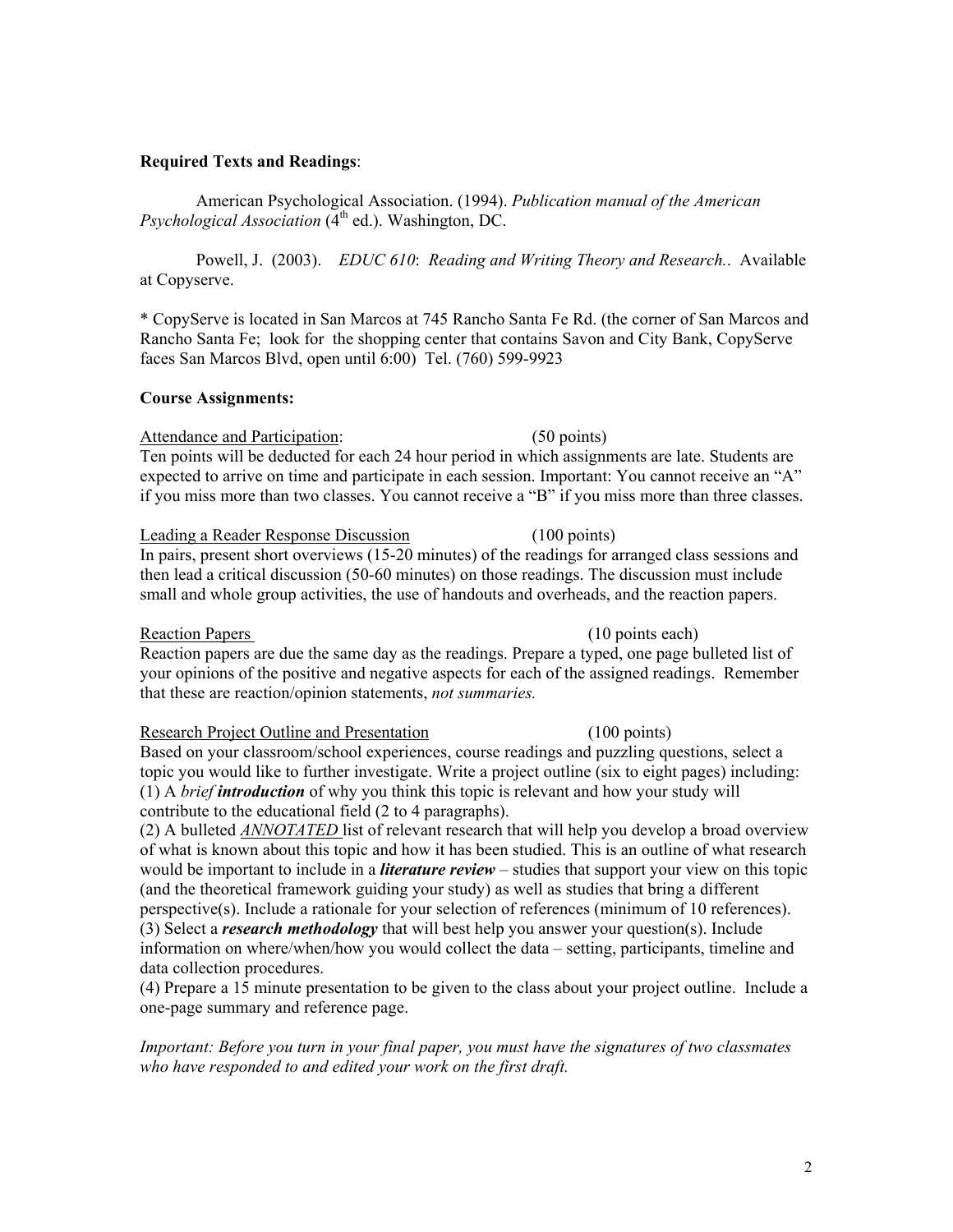**Required Texts and Readings**:

American Psychological Association. (1994). *Publication manual of the American Psychological Association* (4th ed.). Washington, DC.

Powell, J. (2003). *EDUC 610*: *Reading and Writing Theory and Research.*. Available at Copyserve.

* CopyServe is located in San Marcos at 745 Rancho Santa Fe Rd. (the corner of San Marcos and Rancho Santa Fe; look for the shopping center that contains Savon and City Bank, CopyServe faces San Marcos Blvd, open until 6:00) Tel. (760) 599-9923

**Course Assignments:**

<u>Attendance and Participation</u>: (50 points)
Ten points will be deducted for each 24 hour period in which assignments are late. Students are expected to arrive on time and participate in each session. Important: You cannot receive an "A" if you miss more than two classes. You cannot receive a "B" if you miss more than three classes.

<u>Leading a Reader Response Discussion</u> (100 points)
In pairs, present short overviews (15-20 minutes) of the readings for arranged class sessions and then lead a critical discussion (50-60 minutes) on those readings. The discussion must include small and whole group activities, the use of handouts and overheads, and the reaction papers.

<u>Reaction Papers</u> (10 points each)
Reaction papers are due the same day as the readings. Prepare a typed, one page bulleted list of your opinions of the positive and negative aspects for each of the assigned readings. Remember that these are reaction/opinion statements, *not summaries.*

<u>Research Project Outline and Presentation</u> (100 points)
Based on your classroom/school experiences, course readings and puzzling questions, select a topic you would like to further investigate. Write a project outline (six to eight pages) including:
(1) A *brief* ***introduction*** of why you think this topic is relevant and how your study will contribute to the educational field (2 to 4 paragraphs).
(2) A bulleted <u>*ANNOTATED*</u> list of relevant research that will help you develop a broad overview of what is known about this topic and how it has been studied. This is an outline of what research would be important to include in a ***literature review*** – studies that support your view on this topic (and the theoretical framework guiding your study) as well as studies that bring a different perspective(s). Include a rationale for your selection of references (minimum of 10 references).
(3) Select a ***research methodology*** that will best help you answer your question(s). Include information on where/when/how you would collect the data – setting, participants, timeline and data collection procedures.
(4) Prepare a 15 minute presentation to be given to the class about your project outline. Include a one-page summary and reference page.

*Important: Before you turn in your final paper, you must have the signatures of two classmates who have responded to and edited your work on the first draft.*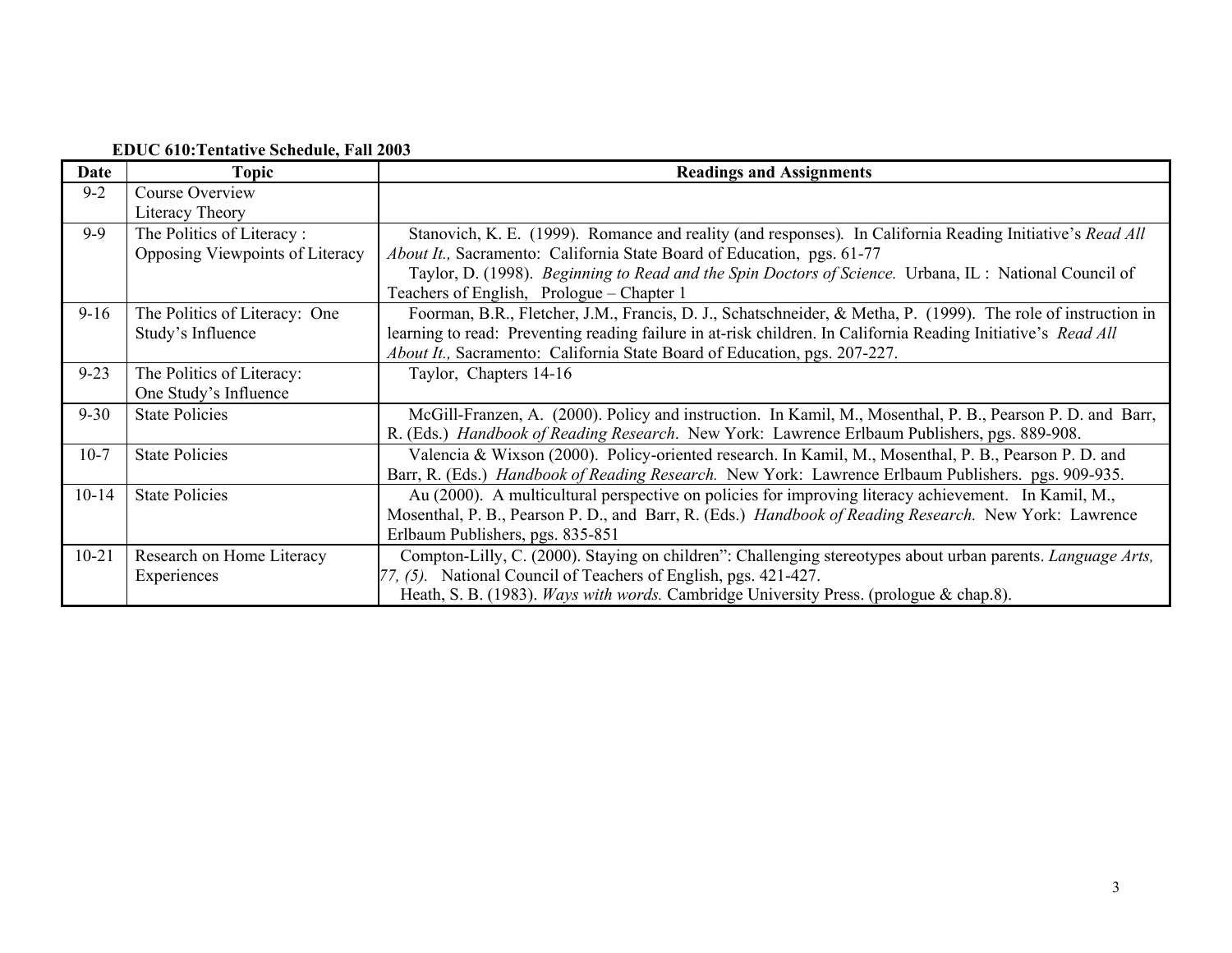**EDUC 610:Tentative Schedule, Fall 2003**

| Date | Topic | Readings and Assignments |
|---|---|---|
| 9-2 | Course Overview<br>Literacy Theory | |
| 9-9 | The Politics of Literacy : Opposing Viewpoints of Literacy | Stanovich, K. E. (1999). Romance and reality (and responses). In California Reading Initiative's *Read All About It.,* Sacramento: California State Board of Education, pgs. 61-77<br>Taylor, D. (1998). *Beginning to Read and the Spin Doctors of Science.* Urbana, IL : National Council of Teachers of English, Prologue – Chapter 1 |
| 9-16 | The Politics of Literacy: One Study's Influence | Foorman, B.R., Fletcher, J.M., Francis, D. J., Schatschneider, & Metha, P. (1999). The role of instruction in learning to read: Preventing reading failure in at-risk children. In California Reading Initiative's *Read All About It.,* Sacramento: California State Board of Education, pgs. 207-227. |
| 9-23 | The Politics of Literacy: One Study's Influence | Taylor, Chapters 14-16 |
| 9-30 | State Policies | McGill-Franzen, A. (2000). Policy and instruction. In Kamil, M., Mosenthal, P. B., Pearson P. D. and Barr, R. (Eds.) *Handbook of Reading Research*. New York: Lawrence Erlbaum Publishers, pgs. 889-908. |
| 10-7 | State Policies | Valencia & Wixson (2000). Policy-oriented research. In Kamil, M., Mosenthal, P. B., Pearson P. D. and Barr, R. (Eds.) *Handbook of Reading Research.* New York: Lawrence Erlbaum Publishers. pgs. 909-935. |
| 10-14 | State Policies | Au (2000). A multicultural perspective on policies for improving literacy achievement. In Kamil, M., Mosenthal, P. B., Pearson P. D., and Barr, R. (Eds.) *Handbook of Reading Research.* New York: Lawrence Erlbaum Publishers, pgs. 835-851 |
| 10-21 | Research on Home Literacy Experiences | Compton-Lilly, C. (2000). Staying on children": Challenging stereotypes about urban parents. *Language Arts, 77, (5).* National Council of Teachers of English, pgs. 421-427.<br>Heath, S. B. (1983). *Ways with words.* Cambridge University Press. (prologue & chap.8). |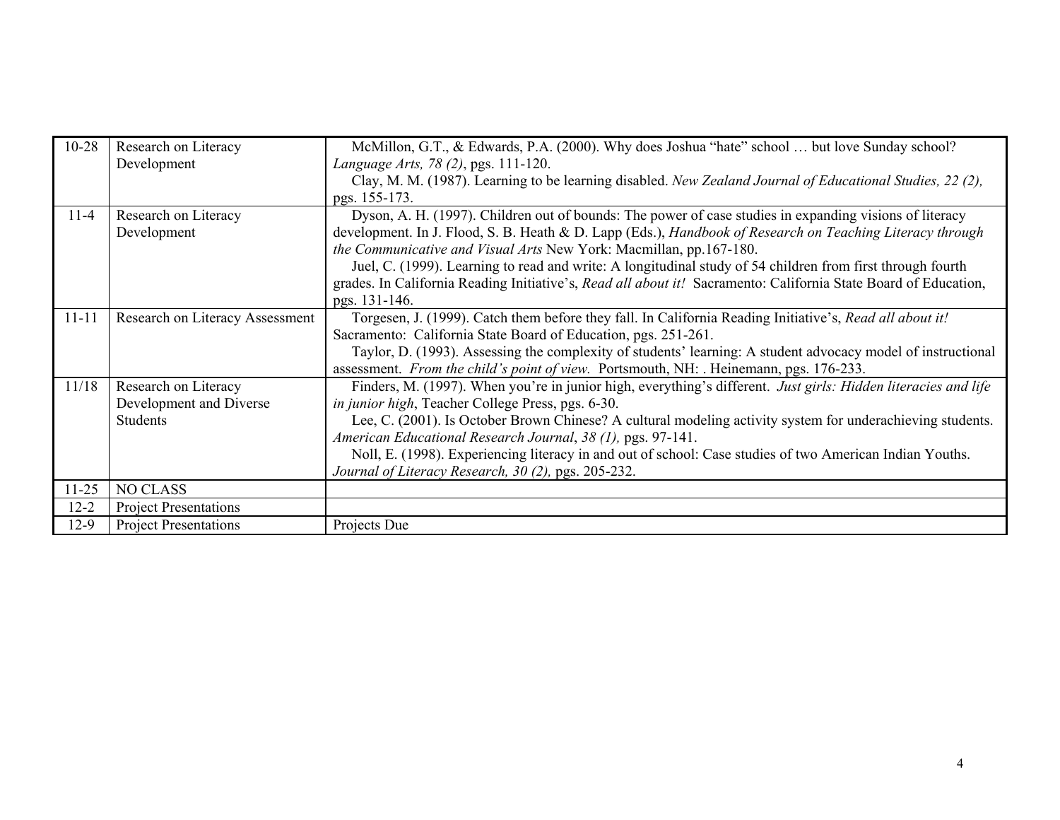| | | |
|---|---|---|
| 10-28 | Research on Literacy Development | McMillon, G.T., & Edwards, P.A. (2000). Why does Joshua "hate" school … but love Sunday school? *Language Arts, 78 (2)*, pgs. 111-120.<br>Clay, M. M. (1987). Learning to be learning disabled. *New Zealand Journal of Educational Studies, 22 (2),* pgs. 155-173. |
| 11-4 | Research on Literacy Development | Dyson, A. H. (1997). Children out of bounds: The power of case studies in expanding visions of literacy development. In J. Flood, S. B. Heath & D. Lapp (Eds.), *Handbook of Research on Teaching Literacy through the Communicative and Visual Arts* New York: Macmillan, pp.167-180.<br>Juel, C. (1999). Learning to read and write: A longitudinal study of 54 children from first through fourth grades. In California Reading Initiative's, *Read all about it!* Sacramento: California State Board of Education, pgs. 131-146. |
| 11-11 | Research on Literacy Assessment | Torgesen, J. (1999). Catch them before they fall. In California Reading Initiative's, *Read all about it!* Sacramento: California State Board of Education, pgs. 251-261.<br>Taylor, D. (1993). Assessing the complexity of students' learning: A student advocacy model of instructional assessment. *From the child's point of view.* Portsmouth, NH: . Heinemann, pgs. 176-233. |
| 11/18 | Research on Literacy Development and Diverse Students | Finders, M. (1997). When you're in junior high, everything's different. *Just girls: Hidden literacies and life in junior high*, Teacher College Press, pgs. 6-30.<br>Lee, C. (2001). Is October Brown Chinese? A cultural modeling activity system for underachieving students. *American Educational Research Journal*, *38 (1),* pgs. 97-141.<br>Noll, E. (1998). Experiencing literacy in and out of school: Case studies of two American Indian Youths. *Journal of Literacy Research, 30 (2),* pgs. 205-232. |
| 11-25 | NO CLASS | |
| 12-2 | Project Presentations | |
| 12-9 | Project Presentations | Projects Due |